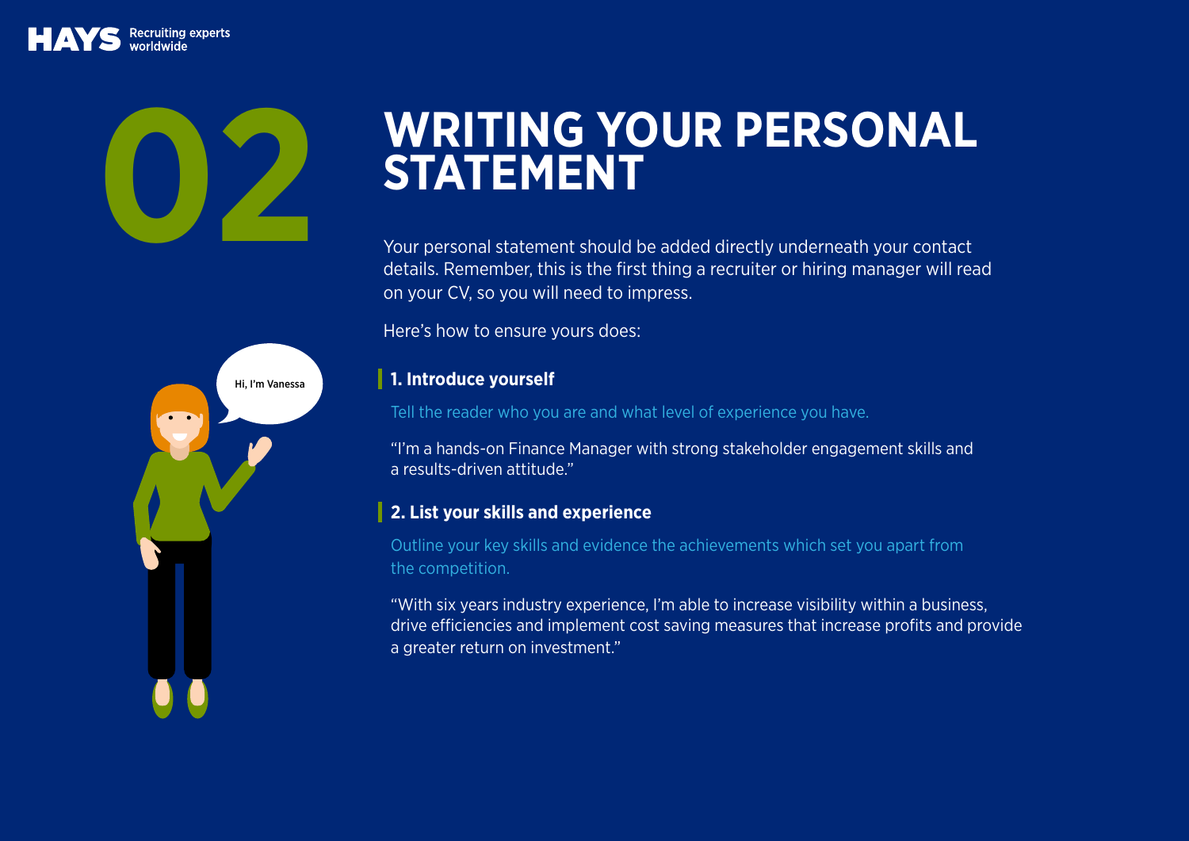# 02 WRITING YOUR PERSONAL STATEMENT

Your personal statement should be added directly underneath your contact details. Remember, this is the first thing a recruiter or hiring manager will read on your CV, so you will need to impress.

Here's how to ensure yours does:

### 1. Introduce yourself

Tell the reader who you are and what level of experience you have.

"I'm a hands-on Finance Manager with strong stakeholder engagement skills and a results-driven attitude."

### 2. List your skills and experience

Outline your key skills and evidence the achievements which set you apart from the competition.

"With six years industry experience, I'm able to increase visibility within a business, drive efficiencies and implement cost saving measures that increase profits and provide a greater return on investment."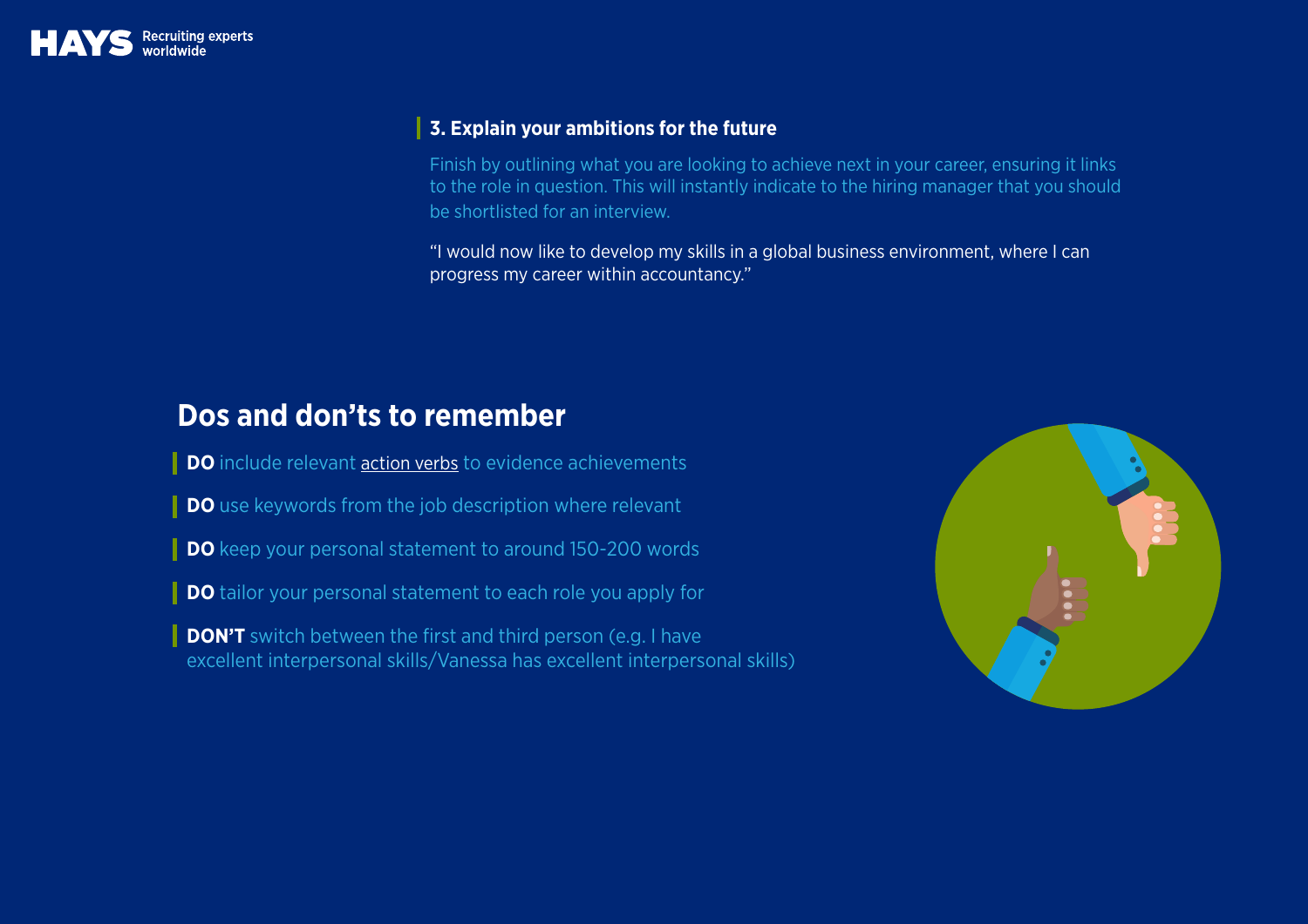### 3. Explain your ambitions for the future

Finish by outlining what you are looking to achieve next in your career, ensuring it links to the role in question. This will instantly indicate to the hiring manager that you should be shortlisted for an interview.

"I would now like to develop my skills in a global business environment, where I can progress my career within accountancy."

## Dos and don'ts to remember

- **DO** include relevant action verbs to evidence achievements
- **DO** use keywords from the job description where relevant
- **DO** keep your personal statement to around 150-200 words
- **DO** tailor your personal statement to each role you apply for
- **DON'T** switch between the first and third person (e.g. I have excellent interpersonal skills/Vanessa has excellent interpersonal skills)